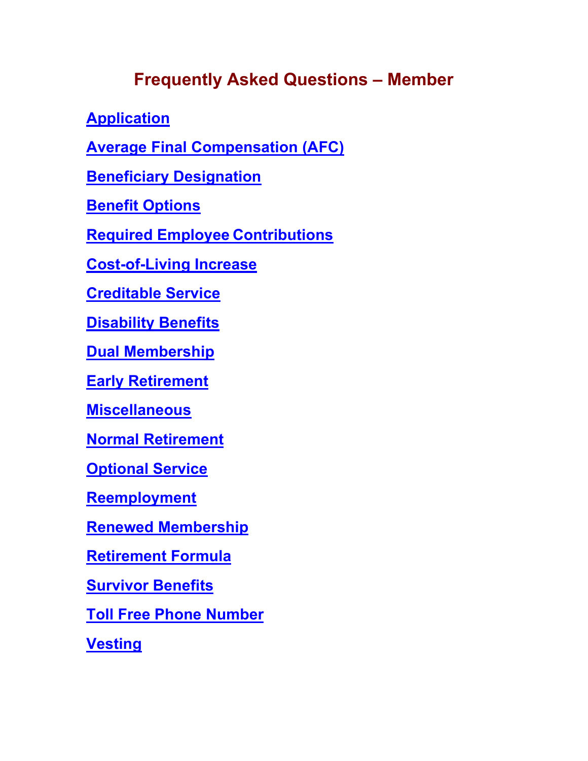# Frequently Asked Questions – Member

**Application**

**Average Final Compensation (AFC)**

**Beneficiary Designation**

**Benefit Options**

**Required Employee Contributions**

**Cost-of-Living Increase**

**Creditable Service**

**Disability Benefits**

**Dual Membership**

**Early Retirement**

**Miscellaneous**

**Normal Retirement**

**Optional Service**

**Reemployment**

**Renewed Membership**

**Retirement Formula**

**Survivor Benefits**

**Toll Free Phone Number**

**Vesting**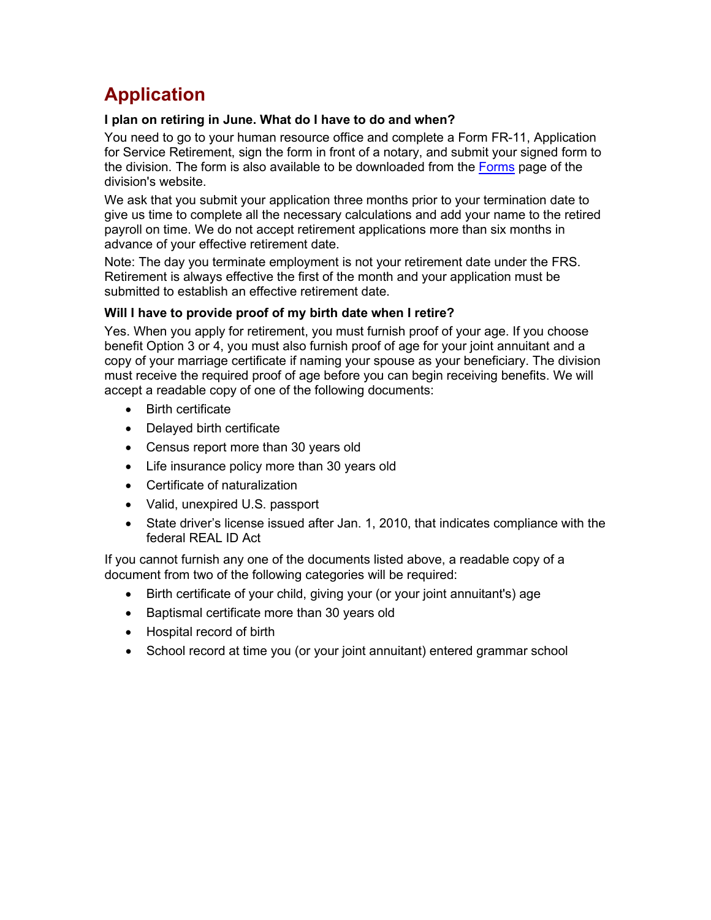# Application

**I plan on retiring in June. What do I have to do and when?**

You need to go to your human resource office and complete a Form FR-11, Application for Service Retirement, sign the form in front of a notary, and submit your signed form to the division. The form is also available to be downloaded from the Forms page of the division's website.

We ask that you submit your application three months prior to your termination date to give us time to complete all the necessary calculations and add your name to the retired payroll on time. We do not accept retirement applications more than six months in advance of your effective retirement date.

Note: The day you terminate employment is not your retirement date under the FRS. Retirement is always effective the first of the month and your application must be submitted to establish an effective retirement date.

**Will I have to provide proof of my birth date when I retire?**

Yes. When you apply for retirement, you must furnish proof of your age. If you choose benefit Option 3 or 4, you must also furnish proof of age for your joint annuitant and a copy of your marriage certificate if naming your spouse as your beneficiary. The division must receive the required proof of age before you can begin receiving benefits. We will accept a readable copy of one of the following documents:

- Birth certificate
- Delayed birth certificate
- Census report more than 30 years old
- Life insurance policy more than 30 years old
- Certificate of naturalization
- Valid, unexpired U.S. passport
- State driver's license issued after Jan. 1, 2010, that indicates compliance with the federal REAL ID Act

If you cannot furnish any one of the documents listed above, a readable copy of a document from two of the following categories will be required:

- Birth certificate of your child, giving your (or your joint annuitant's) age
- Baptismal certificate more than 30 years old
- Hospital record of birth
- School record at time you (or your joint annuitant) entered grammar school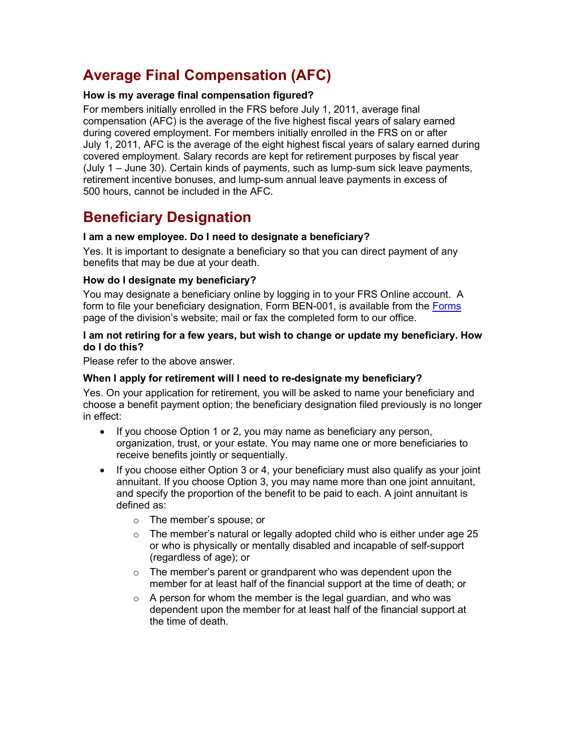## Average Final Compensation (AFC)

**How is my average final compensation figured?**

For members initially enrolled in the FRS before July 1, 2011, average final compensation (AFC) is the average of the five highest fiscal years of salary earned during covered employment. For members initially enrolled in the FRS on or after July 1, 2011, AFC is the average of the eight highest fiscal years of salary earned during covered employment. Salary records are kept for retirement purposes by fiscal year (July 1 – June 30). Certain kinds of payments, such as lump-sum sick leave payments, retirement incentive bonuses, and lump-sum annual leave payments in excess of 500 hours, cannot be included in the AFC.

## Beneficiary Designation

**I am a new employee. Do I need to designate a beneficiary?**

Yes. It is important to designate a beneficiary so that you can direct payment of any benefits that may be due at your death.

**How do I designate my beneficiary?**

You may designate a beneficiary online by logging in to your FRS Online account. A form to file your beneficiary designation, Form BEN-001, is available from the Forms page of the division's website; mail or fax the completed form to our office.

**I am not retiring for a few years, but wish to change or update my beneficiary. How do I do this?**

Please refer to the above answer.

**When I apply for retirement will I need to re-designate my beneficiary?**

Yes. On your application for retirement, you will be asked to name your beneficiary and choose a benefit payment option; the beneficiary designation filed previously is no longer in effect:

- If you choose Option 1 or 2, you may name as beneficiary any person, organization, trust, or your estate. You may name one or more beneficiaries to receive benefits jointly or sequentially.
- If you choose either Option 3 or 4, your beneficiary must also qualify as your joint annuitant. If you choose Option 3, you may name more than one joint annuitant, and specify the proportion of the benefit to be paid to each. A joint annuitant is defined as:
  - The member's spouse; or
  - The member's natural or legally adopted child who is either under age 25 or who is physically or mentally disabled and incapable of self-support (regardless of age); or
  - The member's parent or grandparent who was dependent upon the member for at least half of the financial support at the time of death; or
  - A person for whom the member is the legal guardian, and who was dependent upon the member for at least half of the financial support at the time of death.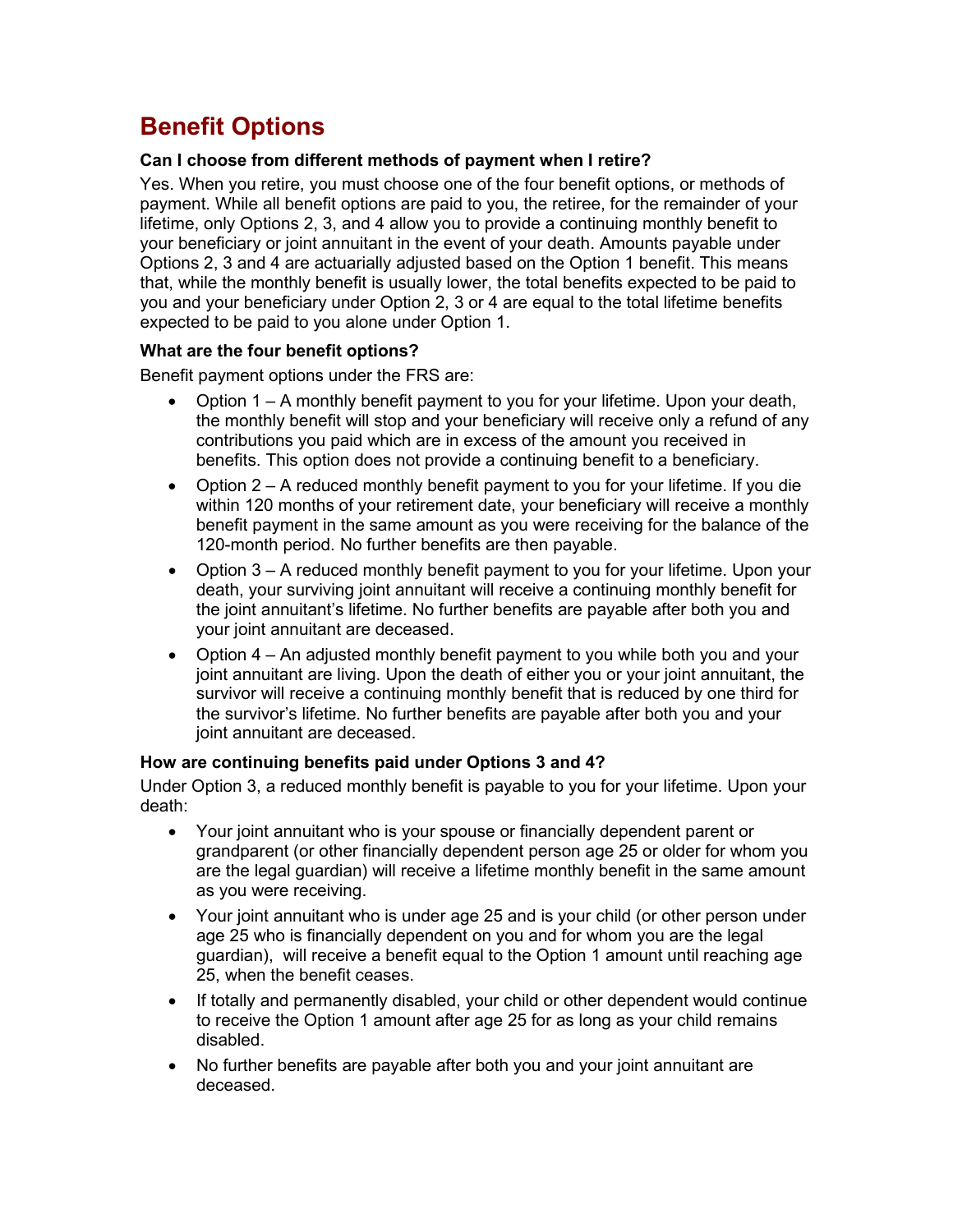## Benefit Options

**Can I choose from different methods of payment when I retire?**

Yes. When you retire, you must choose one of the four benefit options, or methods of payment. While all benefit options are paid to you, the retiree, for the remainder of your lifetime, only Options 2, 3, and 4 allow you to provide a continuing monthly benefit to your beneficiary or joint annuitant in the event of your death. Amounts payable under Options 2, 3 and 4 are actuarially adjusted based on the Option 1 benefit. This means that, while the monthly benefit is usually lower, the total benefits expected to be paid to you and your beneficiary under Option 2, 3 or 4 are equal to the total lifetime benefits expected to be paid to you alone under Option 1.

**What are the four benefit options?**

Benefit payment options under the FRS are:

- Option 1 – A monthly benefit payment to you for your lifetime. Upon your death, the monthly benefit will stop and your beneficiary will receive only a refund of any contributions you paid which are in excess of the amount you received in benefits. This option does not provide a continuing benefit to a beneficiary.
- Option 2 – A reduced monthly benefit payment to you for your lifetime. If you die within 120 months of your retirement date, your beneficiary will receive a monthly benefit payment in the same amount as you were receiving for the balance of the 120-month period. No further benefits are then payable.
- Option 3 – A reduced monthly benefit payment to you for your lifetime. Upon your death, your surviving joint annuitant will receive a continuing monthly benefit for the joint annuitant's lifetime. No further benefits are payable after both you and your joint annuitant are deceased.
- Option 4 – An adjusted monthly benefit payment to you while both you and your joint annuitant are living. Upon the death of either you or your joint annuitant, the survivor will receive a continuing monthly benefit that is reduced by one third for the survivor's lifetime. No further benefits are payable after both you and your joint annuitant are deceased.

**How are continuing benefits paid under Options 3 and 4?**

Under Option 3, a reduced monthly benefit is payable to you for your lifetime. Upon your death:

- Your joint annuitant who is your spouse or financially dependent parent or grandparent (or other financially dependent person age 25 or older for whom you are the legal guardian) will receive a lifetime monthly benefit in the same amount as you were receiving.
- Your joint annuitant who is under age 25 and is your child (or other person under age 25 who is financially dependent on you and for whom you are the legal guardian), will receive a benefit equal to the Option 1 amount until reaching age 25, when the benefit ceases.
- If totally and permanently disabled, your child or other dependent would continue to receive the Option 1 amount after age 25 for as long as your child remains disabled.
- No further benefits are payable after both you and your joint annuitant are deceased.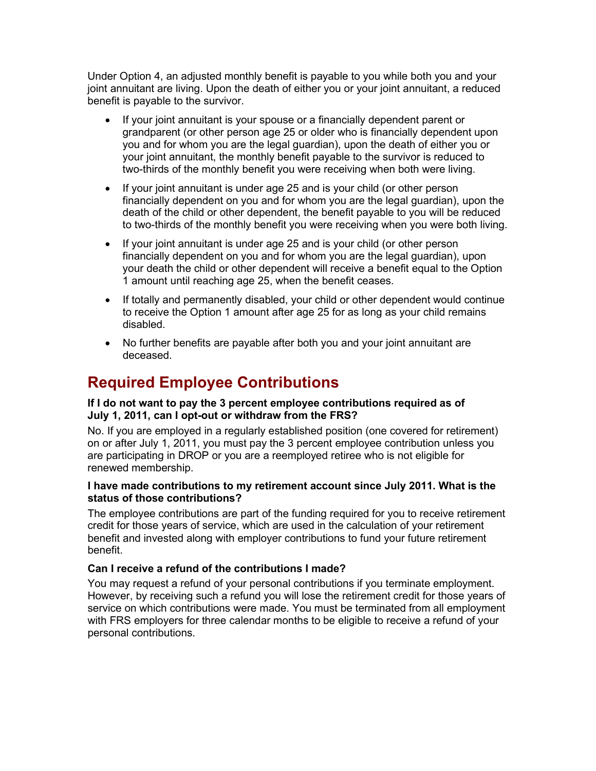Under Option 4, an adjusted monthly benefit is payable to you while both you and your joint annuitant are living. Upon the death of either you or your joint annuitant, a reduced benefit is payable to the survivor.

- If your joint annuitant is your spouse or a financially dependent parent or grandparent (or other person age 25 or older who is financially dependent upon you and for whom you are the legal guardian), upon the death of either you or your joint annuitant, the monthly benefit payable to the survivor is reduced to two-thirds of the monthly benefit you were receiving when both were living.
- If your joint annuitant is under age 25 and is your child (or other person financially dependent on you and for whom you are the legal guardian), upon the death of the child or other dependent, the benefit payable to you will be reduced to two-thirds of the monthly benefit you were receiving when you were both living.
- If your joint annuitant is under age 25 and is your child (or other person financially dependent on you and for whom you are the legal guardian), upon your death the child or other dependent will receive a benefit equal to the Option 1 amount until reaching age 25, when the benefit ceases.
- If totally and permanently disabled, your child or other dependent would continue to receive the Option 1 amount after age 25 for as long as your child remains disabled.
- No further benefits are payable after both you and your joint annuitant are deceased.

## Required Employee Contributions

**If I do not want to pay the 3 percent employee contributions required as of July 1, 2011, can I opt-out or withdraw from the FRS?**

No. If you are employed in a regularly established position (one covered for retirement) on or after July 1, 2011, you must pay the 3 percent employee contribution unless you are participating in DROP or you are a reemployed retiree who is not eligible for renewed membership.

**I have made contributions to my retirement account since July 2011. What is the status of those contributions?**

The employee contributions are part of the funding required for you to receive retirement credit for those years of service, which are used in the calculation of your retirement benefit and invested along with employer contributions to fund your future retirement benefit.

**Can I receive a refund of the contributions I made?**

You may request a refund of your personal contributions if you terminate employment. However, by receiving such a refund you will lose the retirement credit for those years of service on which contributions were made. You must be terminated from all employment with FRS employers for three calendar months to be eligible to receive a refund of your personal contributions.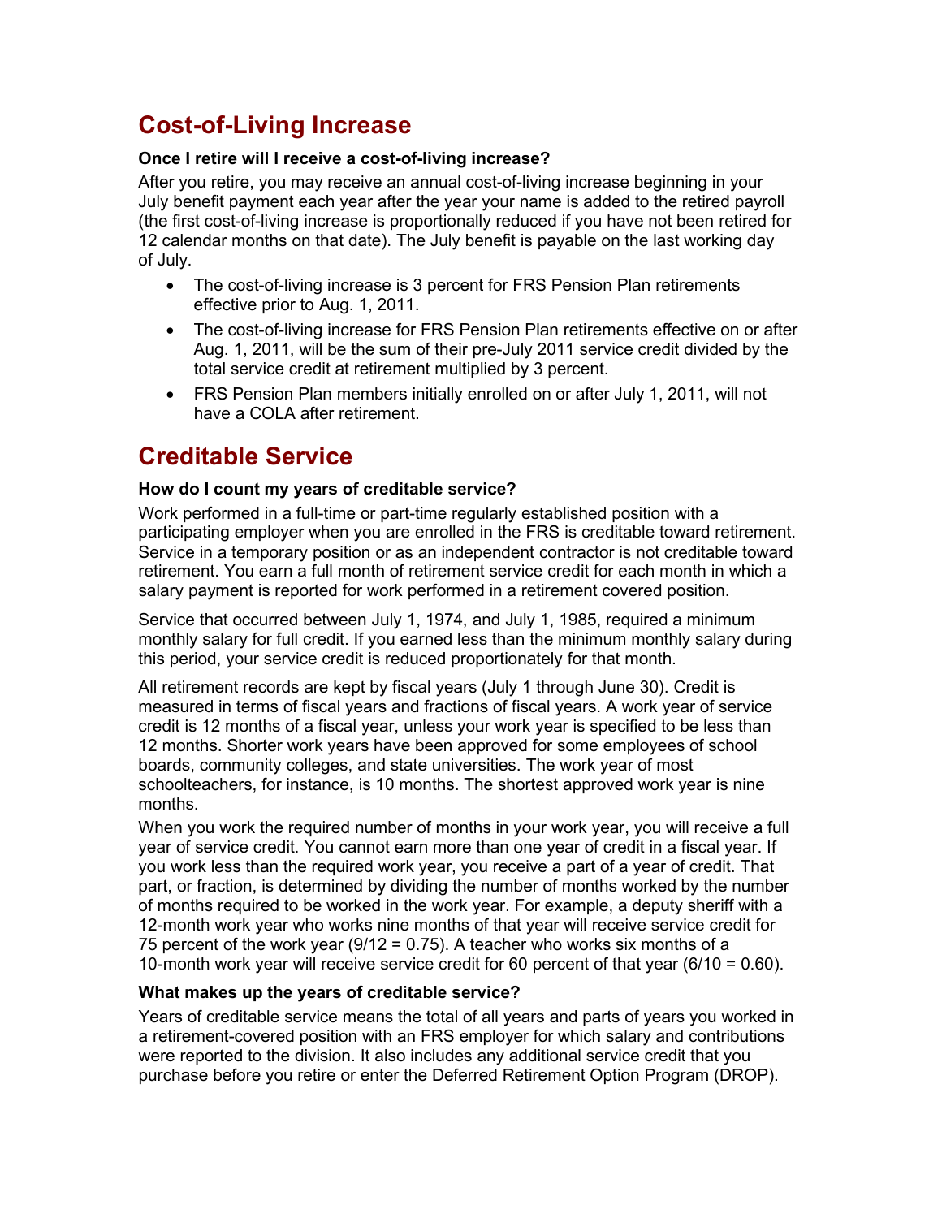## Cost-of-Living Increase

**Once I retire will I receive a cost-of-living increase?**

After you retire, you may receive an annual cost-of-living increase beginning in your July benefit payment each year after the year your name is added to the retired payroll (the first cost-of-living increase is proportionally reduced if you have not been retired for 12 calendar months on that date). The July benefit is payable on the last working day of July.

- The cost-of-living increase is 3 percent for FRS Pension Plan retirements effective prior to Aug. 1, 2011.
- The cost-of-living increase for FRS Pension Plan retirements effective on or after Aug. 1, 2011, will be the sum of their pre-July 2011 service credit divided by the total service credit at retirement multiplied by 3 percent.
- FRS Pension Plan members initially enrolled on or after July 1, 2011, will not have a COLA after retirement.

## Creditable Service

**How do I count my years of creditable service?**

Work performed in a full-time or part-time regularly established position with a participating employer when you are enrolled in the FRS is creditable toward retirement. Service in a temporary position or as an independent contractor is not creditable toward retirement. You earn a full month of retirement service credit for each month in which a salary payment is reported for work performed in a retirement covered position.

Service that occurred between July 1, 1974, and July 1, 1985, required a minimum monthly salary for full credit. If you earned less than the minimum monthly salary during this period, your service credit is reduced proportionately for that month.

All retirement records are kept by fiscal years (July 1 through June 30). Credit is measured in terms of fiscal years and fractions of fiscal years. A work year of service credit is 12 months of a fiscal year, unless your work year is specified to be less than 12 months. Shorter work years have been approved for some employees of school boards, community colleges, and state universities. The work year of most schoolteachers, for instance, is 10 months. The shortest approved work year is nine months.

When you work the required number of months in your work year, you will receive a full year of service credit. You cannot earn more than one year of credit in a fiscal year. If you work less than the required work year, you receive a part of a year of credit. That part, or fraction, is determined by dividing the number of months worked by the number of months required to be worked in the work year. For example, a deputy sheriff with a 12-month work year who works nine months of that year will receive service credit for 75 percent of the work year (9/12 = 0.75). A teacher who works six months of a 10-month work year will receive service credit for 60 percent of that year (6/10 = 0.60).

**What makes up the years of creditable service?**

Years of creditable service means the total of all years and parts of years you worked in a retirement-covered position with an FRS employer for which salary and contributions were reported to the division. It also includes any additional service credit that you purchase before you retire or enter the Deferred Retirement Option Program (DROP).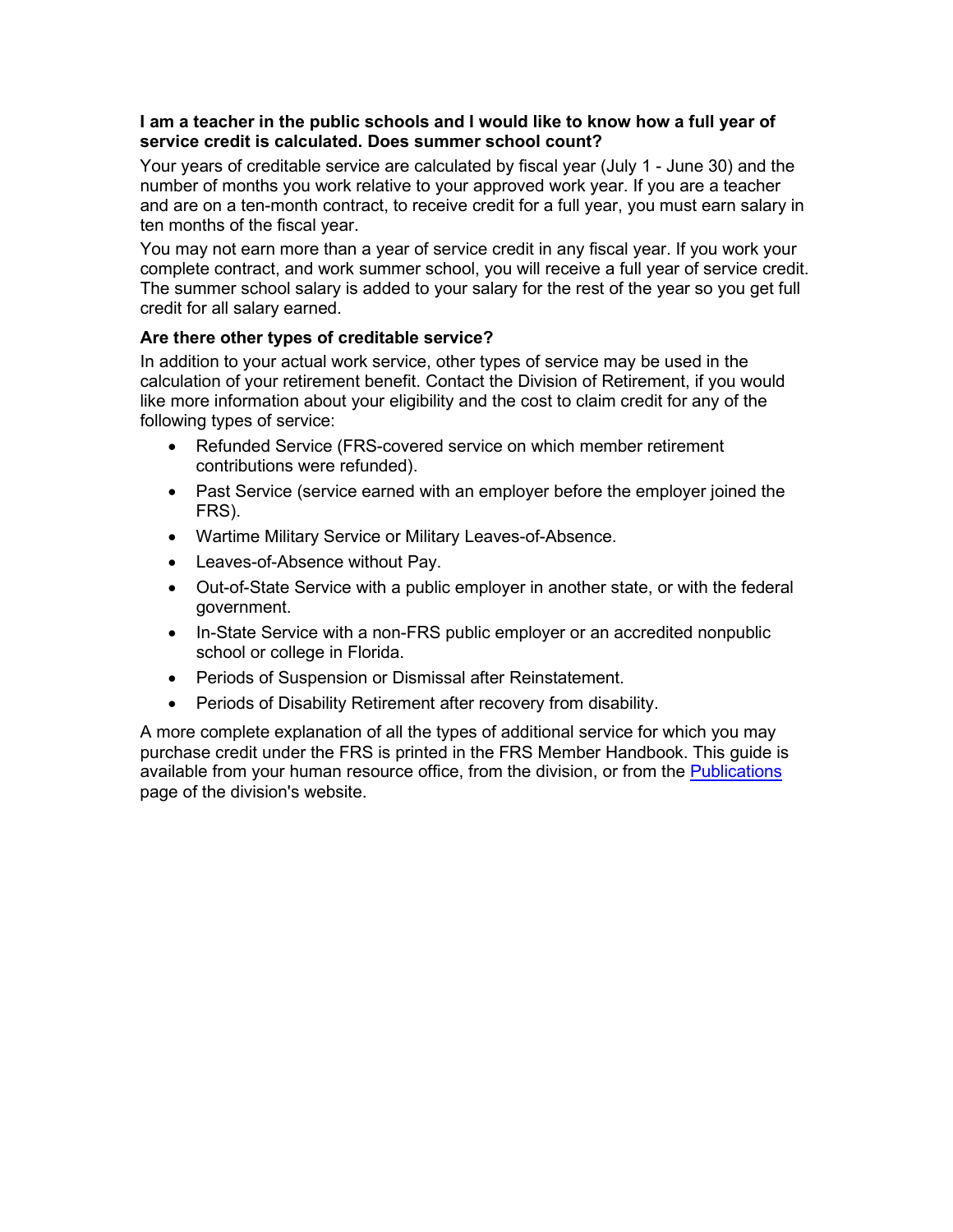**I am a teacher in the public schools and I would like to know how a full year of service credit is calculated. Does summer school count?**

Your years of creditable service are calculated by fiscal year (July 1 - June 30) and the number of months you work relative to your approved work year. If you are a teacher and are on a ten-month contract, to receive credit for a full year, you must earn salary in ten months of the fiscal year.

You may not earn more than a year of service credit in any fiscal year. If you work your complete contract, and work summer school, you will receive a full year of service credit. The summer school salary is added to your salary for the rest of the year so you get full credit for all salary earned.

**Are there other types of creditable service?**

In addition to your actual work service, other types of service may be used in the calculation of your retirement benefit. Contact the Division of Retirement, if you would like more information about your eligibility and the cost to claim credit for any of the following types of service:

- Refunded Service (FRS-covered service on which member retirement contributions were refunded).
- Past Service (service earned with an employer before the employer joined the FRS).
- Wartime Military Service or Military Leaves-of-Absence.
- Leaves-of-Absence without Pay.
- Out-of-State Service with a public employer in another state, or with the federal government.
- In-State Service with a non-FRS public employer or an accredited nonpublic school or college in Florida.
- Periods of Suspension or Dismissal after Reinstatement.
- Periods of Disability Retirement after recovery from disability.

A more complete explanation of all the types of additional service for which you may purchase credit under the FRS is printed in the FRS Member Handbook. This guide is available from your human resource office, from the division, or from the Publications page of the division's website.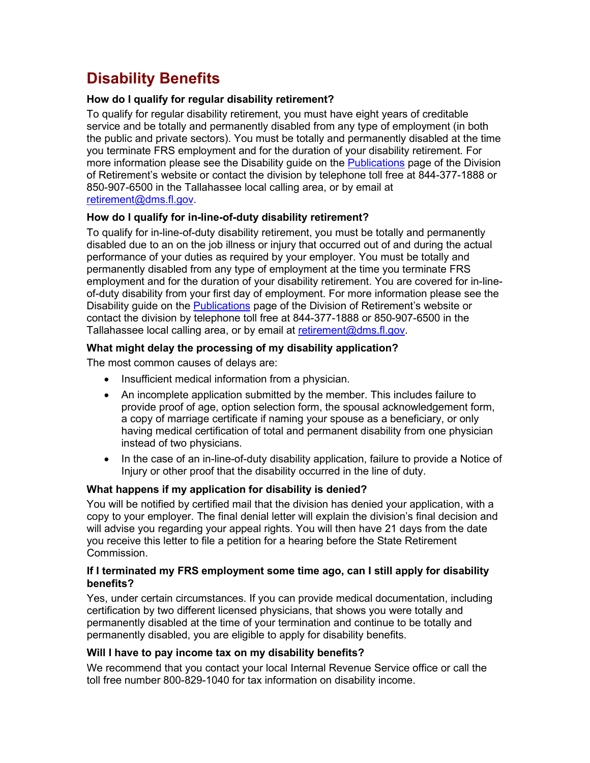## Disability Benefits

**How do I qualify for regular disability retirement?**

To qualify for regular disability retirement, you must have eight years of creditable service and be totally and permanently disabled from any type of employment (in both the public and private sectors). You must be totally and permanently disabled at the time you terminate FRS employment and for the duration of your disability retirement. For more information please see the Disability guide on the [Publications]() page of the Division of Retirement's website or contact the division by telephone toll free at 844-377-1888 or 850-907-6500 in the Tallahassee local calling area, or by email at [retirement@dms.fl.gov](mailto:retirement@dms.fl.gov).

**How do I qualify for in-line-of-duty disability retirement?**

To qualify for in-line-of-duty disability retirement, you must be totally and permanently disabled due to an on the job illness or injury that occurred out of and during the actual performance of your duties as required by your employer. You must be totally and permanently disabled from any type of employment at the time you terminate FRS employment and for the duration of your disability retirement. You are covered for in-line-of-duty disability from your first day of employment. For more information please see the Disability guide on the [Publications]() page of the Division of Retirement's website or contact the division by telephone toll free at 844-377-1888 or 850-907-6500 in the Tallahassee local calling area, or by email at [retirement@dms.fl.gov](mailto:retirement@dms.fl.gov).

**What might delay the processing of my disability application?**

The most common causes of delays are:

- Insufficient medical information from a physician.
- An incomplete application submitted by the member. This includes failure to provide proof of age, option selection form, the spousal acknowledgement form, a copy of marriage certificate if naming your spouse as a beneficiary, or only having medical certification of total and permanent disability from one physician instead of two physicians.
- In the case of an in-line-of-duty disability application, failure to provide a Notice of Injury or other proof that the disability occurred in the line of duty.

**What happens if my application for disability is denied?**

You will be notified by certified mail that the division has denied your application, with a copy to your employer. The final denial letter will explain the division's final decision and will advise you regarding your appeal rights. You will then have 21 days from the date you receive this letter to file a petition for a hearing before the State Retirement Commission.

**If I terminated my FRS employment some time ago, can I still apply for disability benefits?**

Yes, under certain circumstances. If you can provide medical documentation, including certification by two different licensed physicians, that shows you were totally and permanently disabled at the time of your termination and continue to be totally and permanently disabled, you are eligible to apply for disability benefits.

**Will I have to pay income tax on my disability benefits?**

We recommend that you contact your local Internal Revenue Service office or call the toll free number 800-829-1040 for tax information on disability income.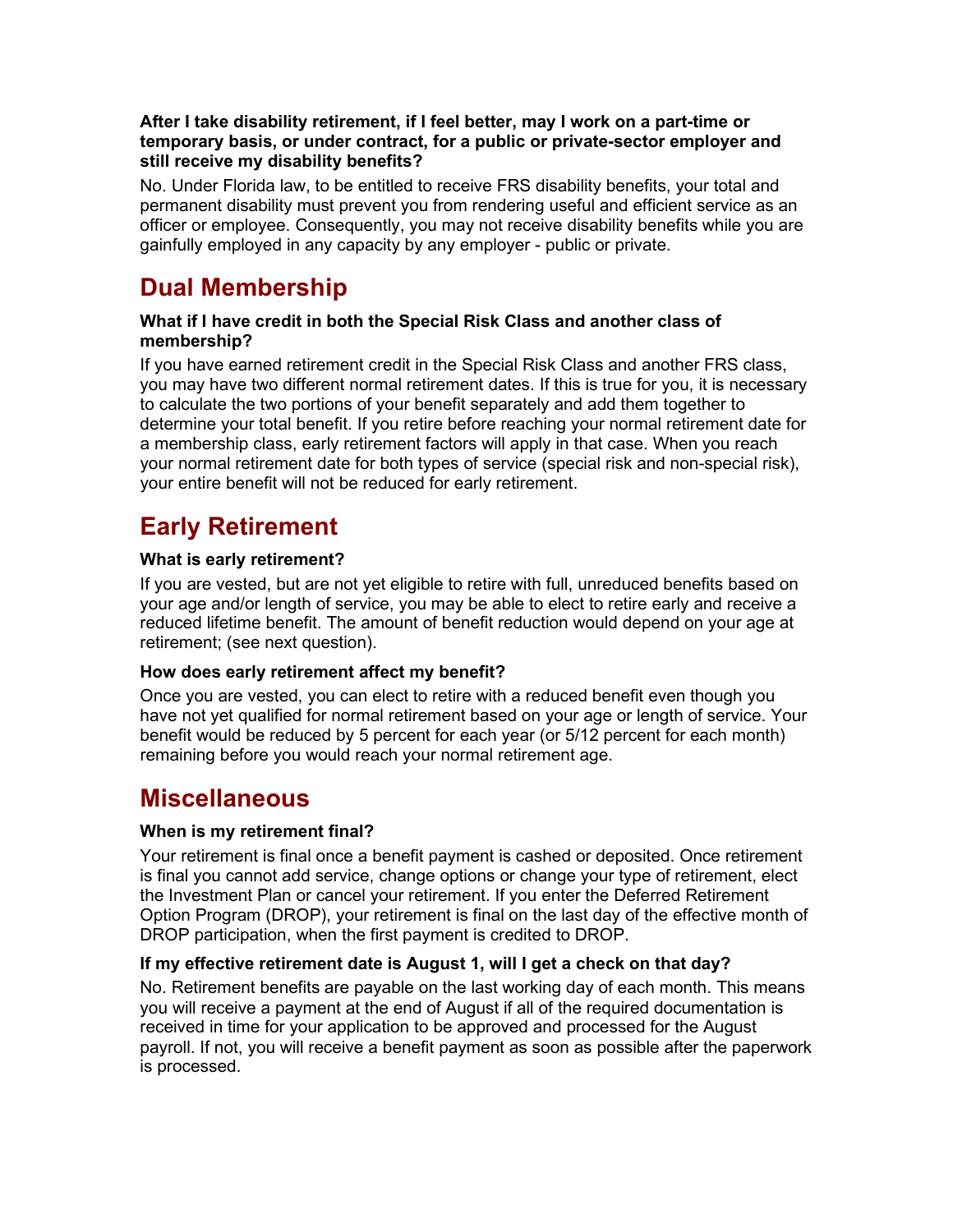**After I take disability retirement, if I feel better, may I work on a part-time or temporary basis, or under contract, for a public or private-sector employer and still receive my disability benefits?**

No. Under Florida law, to be entitled to receive FRS disability benefits, your total and permanent disability must prevent you from rendering useful and efficient service as an officer or employee. Consequently, you may not receive disability benefits while you are gainfully employed in any capacity by any employer - public or private.

## Dual Membership

**What if I have credit in both the Special Risk Class and another class of membership?**

If you have earned retirement credit in the Special Risk Class and another FRS class, you may have two different normal retirement dates. If this is true for you, it is necessary to calculate the two portions of your benefit separately and add them together to determine your total benefit. If you retire before reaching your normal retirement date for a membership class, early retirement factors will apply in that case. When you reach your normal retirement date for both types of service (special risk and non-special risk), your entire benefit will not be reduced for early retirement.

## Early Retirement

**What is early retirement?**

If you are vested, but are not yet eligible to retire with full, unreduced benefits based on your age and/or length of service, you may be able to elect to retire early and receive a reduced lifetime benefit. The amount of benefit reduction would depend on your age at retirement; (see next question).

**How does early retirement affect my benefit?**

Once you are vested, you can elect to retire with a reduced benefit even though you have not yet qualified for normal retirement based on your age or length of service. Your benefit would be reduced by 5 percent for each year (or 5/12 percent for each month) remaining before you would reach your normal retirement age.

## Miscellaneous

**When is my retirement final?**

Your retirement is final once a benefit payment is cashed or deposited. Once retirement is final you cannot add service, change options or change your type of retirement, elect the Investment Plan or cancel your retirement. If you enter the Deferred Retirement Option Program (DROP), your retirement is final on the last day of the effective month of DROP participation, when the first payment is credited to DROP.

**If my effective retirement date is August 1, will I get a check on that day?**

No. Retirement benefits are payable on the last working day of each month. This means you will receive a payment at the end of August if all of the required documentation is received in time for your application to be approved and processed for the August payroll. If not, you will receive a benefit payment as soon as possible after the paperwork is processed.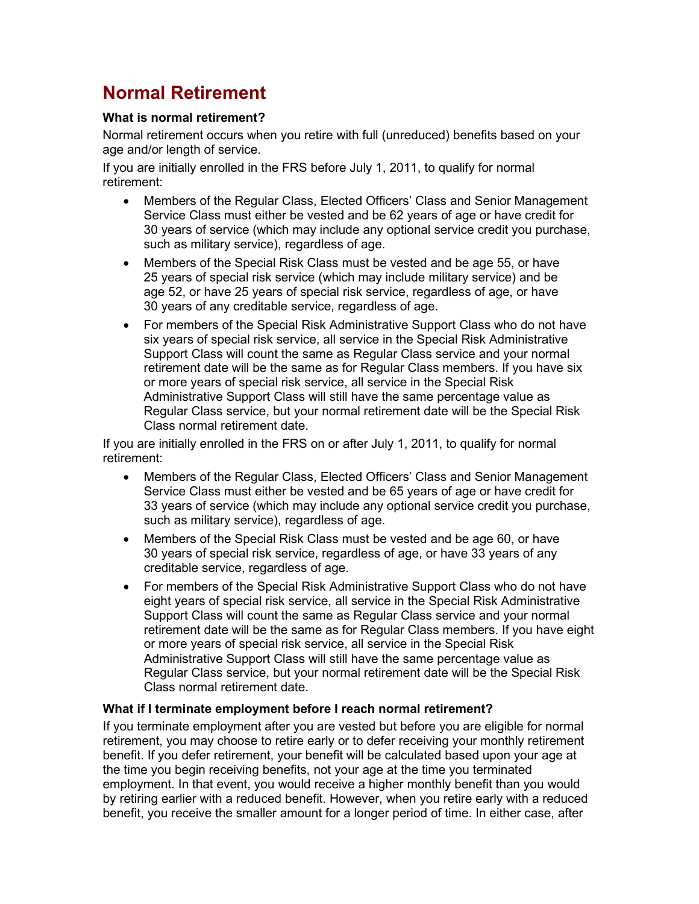## Normal Retirement

**What is normal retirement?**

Normal retirement occurs when you retire with full (unreduced) benefits based on your age and/or length of service.

If you are initially enrolled in the FRS before July 1, 2011, to qualify for normal retirement:

- Members of the Regular Class, Elected Officers' Class and Senior Management Service Class must either be vested and be 62 years of age or have credit for 30 years of service (which may include any optional service credit you purchase, such as military service), regardless of age.
- Members of the Special Risk Class must be vested and be age 55, or have 25 years of special risk service (which may include military service) and be age 52, or have 25 years of special risk service, regardless of age, or have 30 years of any creditable service, regardless of age.
- For members of the Special Risk Administrative Support Class who do not have six years of special risk service, all service in the Special Risk Administrative Support Class will count the same as Regular Class service and your normal retirement date will be the same as for Regular Class members. If you have six or more years of special risk service, all service in the Special Risk Administrative Support Class will still have the same percentage value as Regular Class service, but your normal retirement date will be the Special Risk Class normal retirement date.

If you are initially enrolled in the FRS on or after July 1, 2011, to qualify for normal retirement:

- Members of the Regular Class, Elected Officers' Class and Senior Management Service Class must either be vested and be 65 years of age or have credit for 33 years of service (which may include any optional service credit you purchase, such as military service), regardless of age.
- Members of the Special Risk Class must be vested and be age 60, or have 30 years of special risk service, regardless of age, or have 33 years of any creditable service, regardless of age.
- For members of the Special Risk Administrative Support Class who do not have eight years of special risk service, all service in the Special Risk Administrative Support Class will count the same as Regular Class service and your normal retirement date will be the same as for Regular Class members. If you have eight or more years of special risk service, all service in the Special Risk Administrative Support Class will still have the same percentage value as Regular Class service, but your normal retirement date will be the Special Risk Class normal retirement date.

**What if I terminate employment before I reach normal retirement?**

If you terminate employment after you are vested but before you are eligible for normal retirement, you may choose to retire early or to defer receiving your monthly retirement benefit. If you defer retirement, your benefit will be calculated based upon your age at the time you begin receiving benefits, not your age at the time you terminated employment. In that event, you would receive a higher monthly benefit than you would by retiring earlier with a reduced benefit. However, when you retire early with a reduced benefit, you receive the smaller amount for a longer period of time. In either case, after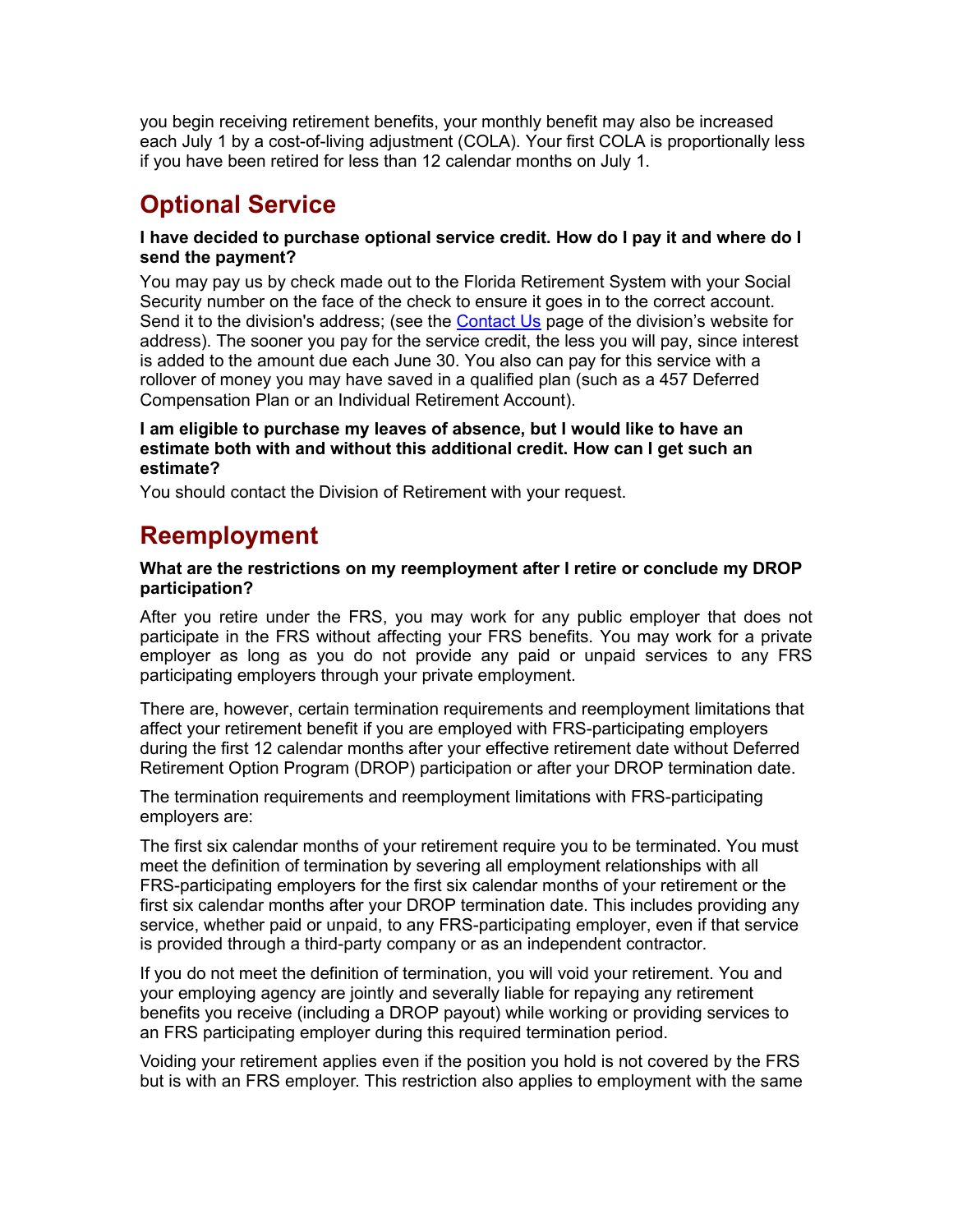you begin receiving retirement benefits, your monthly benefit may also be increased each July 1 by a cost-of-living adjustment (COLA). Your first COLA is proportionally less if you have been retired for less than 12 calendar months on July 1.

## Optional Service

**I have decided to purchase optional service credit. How do I pay it and where do I send the payment?**

You may pay us by check made out to the Florida Retirement System with your Social Security number on the face of the check to ensure it goes in to the correct account. Send it to the division's address; (see the [Contact Us] page of the division's website for address). The sooner you pay for the service credit, the less you will pay, since interest is added to the amount due each June 30. You also can pay for this service with a rollover of money you may have saved in a qualified plan (such as a 457 Deferred Compensation Plan or an Individual Retirement Account).

**I am eligible to purchase my leaves of absence, but I would like to have an estimate both with and without this additional credit. How can I get such an estimate?**

You should contact the Division of Retirement with your request.

## Reemployment

**What are the restrictions on my reemployment after I retire or conclude my DROP participation?**

After you retire under the FRS, you may work for any public employer that does not participate in the FRS without affecting your FRS benefits. You may work for a private employer as long as you do not provide any paid or unpaid services to any FRS participating employers through your private employment.

There are, however, certain termination requirements and reemployment limitations that affect your retirement benefit if you are employed with FRS-participating employers during the first 12 calendar months after your effective retirement date without Deferred Retirement Option Program (DROP) participation or after your DROP termination date.

The termination requirements and reemployment limitations with FRS-participating employers are:

The first six calendar months of your retirement require you to be terminated. You must meet the definition of termination by severing all employment relationships with all FRS-participating employers for the first six calendar months of your retirement or the first six calendar months after your DROP termination date. This includes providing any service, whether paid or unpaid, to any FRS-participating employer, even if that service is provided through a third-party company or as an independent contractor.

If you do not meet the definition of termination, you will void your retirement. You and your employing agency are jointly and severally liable for repaying any retirement benefits you receive (including a DROP payout) while working or providing services to an FRS participating employer during this required termination period.

Voiding your retirement applies even if the position you hold is not covered by the FRS but is with an FRS employer. This restriction also applies to employment with the same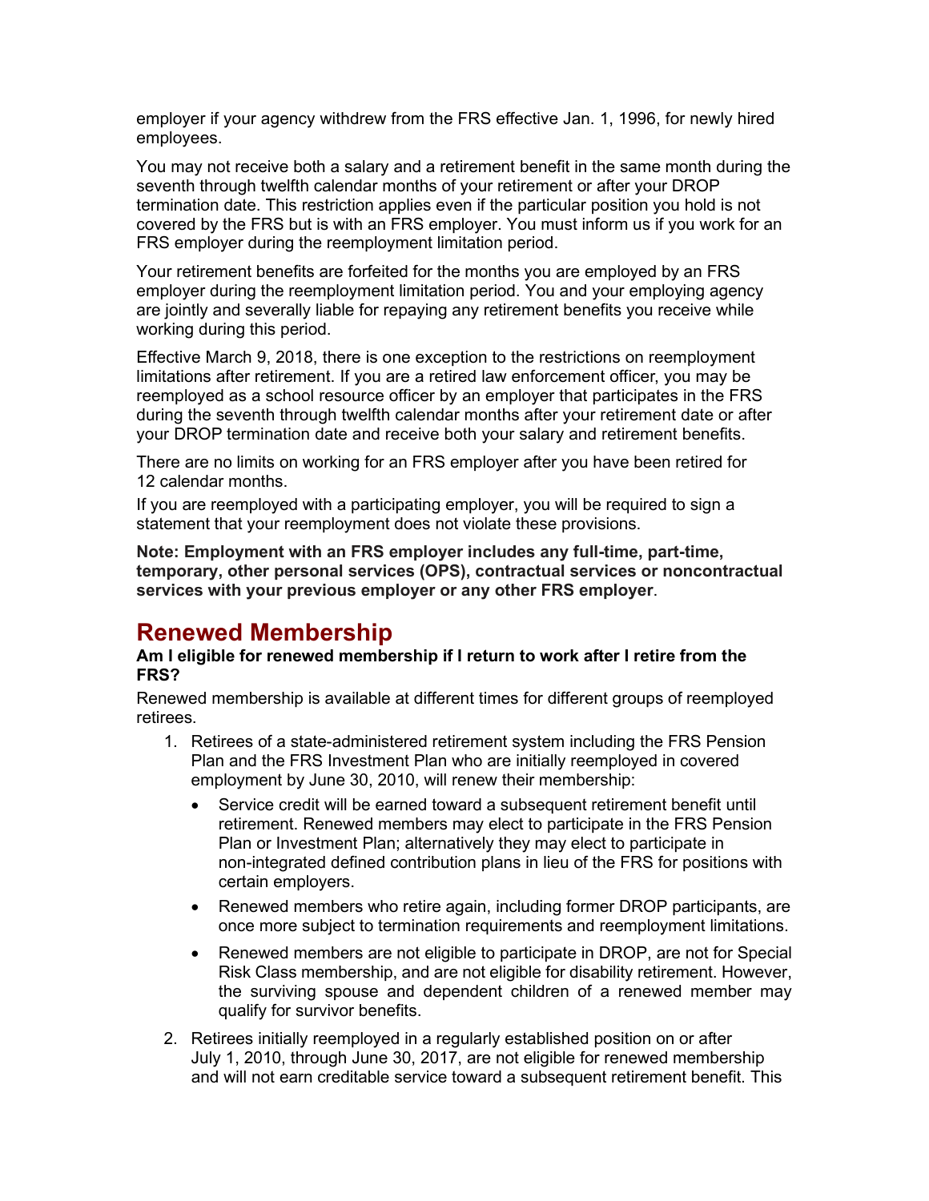employer if your agency withdrew from the FRS effective Jan. 1, 1996, for newly hired employees.

You may not receive both a salary and a retirement benefit in the same month during the seventh through twelfth calendar months of your retirement or after your DROP termination date. This restriction applies even if the particular position you hold is not covered by the FRS but is with an FRS employer. You must inform us if you work for an FRS employer during the reemployment limitation period.

Your retirement benefits are forfeited for the months you are employed by an FRS employer during the reemployment limitation period. You and your employing agency are jointly and severally liable for repaying any retirement benefits you receive while working during this period.

Effective March 9, 2018, there is one exception to the restrictions on reemployment limitations after retirement. If you are a retired law enforcement officer, you may be reemployed as a school resource officer by an employer that participates in the FRS during the seventh through twelfth calendar months after your retirement date or after your DROP termination date and receive both your salary and retirement benefits.

There are no limits on working for an FRS employer after you have been retired for 12 calendar months.

If you are reemployed with a participating employer, you will be required to sign a statement that your reemployment does not violate these provisions.

**Note: Employment with an FRS employer includes any full-time, part-time, temporary, other personal services (OPS), contractual services or noncontractual services with your previous employer or any other FRS employer**.

## Renewed Membership

**Am I eligible for renewed membership if I return to work after I retire from the FRS?**

Renewed membership is available at different times for different groups of reemployed retirees.

1. Retirees of a state-administered retirement system including the FRS Pension Plan and the FRS Investment Plan who are initially reemployed in covered employment by June 30, 2010, will renew their membership:
   - Service credit will be earned toward a subsequent retirement benefit until retirement. Renewed members may elect to participate in the FRS Pension Plan or Investment Plan; alternatively they may elect to participate in non-integrated defined contribution plans in lieu of the FRS for positions with certain employers.
   - Renewed members who retire again, including former DROP participants, are once more subject to termination requirements and reemployment limitations.
   - Renewed members are not eligible to participate in DROP, are not for Special Risk Class membership, and are not eligible for disability retirement. However, the surviving spouse and dependent children of a renewed member may qualify for survivor benefits.
2. Retirees initially reemployed in a regularly established position on or after July 1, 2010, through June 30, 2017, are not eligible for renewed membership and will not earn creditable service toward a subsequent retirement benefit. This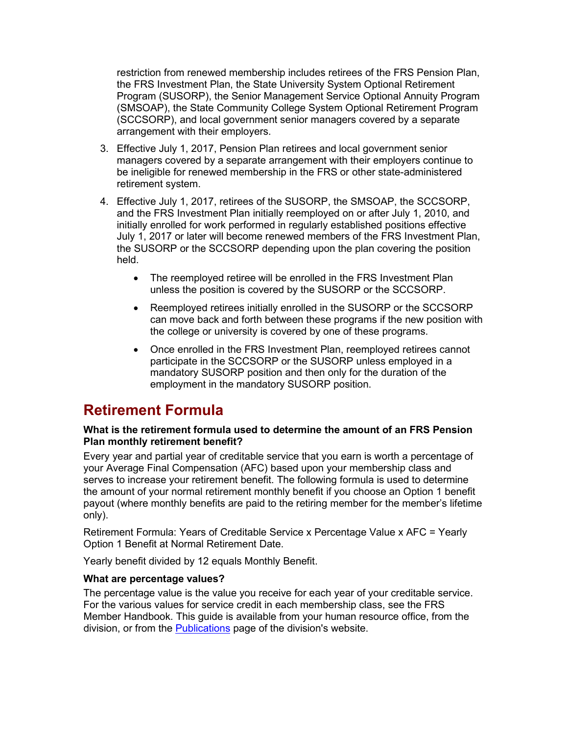restriction from renewed membership includes retirees of the FRS Pension Plan, the FRS Investment Plan, the State University System Optional Retirement Program (SUSORP), the Senior Management Service Optional Annuity Program (SMSOAP), the State Community College System Optional Retirement Program (SCCSORP), and local government senior managers covered by a separate arrangement with their employers.

3. Effective July 1, 2017, Pension Plan retirees and local government senior managers covered by a separate arrangement with their employers continue to be ineligible for renewed membership in the FRS or other state-administered retirement system.

4. Effective July 1, 2017, retirees of the SUSORP, the SMSOAP, the SCCSORP, and the FRS Investment Plan initially reemployed on or after July 1, 2010, and initially enrolled for work performed in regularly established positions effective July 1, 2017 or later will become renewed members of the FRS Investment Plan, the SUSORP or the SCCSORP depending upon the plan covering the position held.

    - The reemployed retiree will be enrolled in the FRS Investment Plan unless the position is covered by the SUSORP or the SCCSORP.
    - Reemployed retirees initially enrolled in the SUSORP or the SCCSORP can move back and forth between these programs if the new position with the college or university is covered by one of these programs.
    - Once enrolled in the FRS Investment Plan, reemployed retirees cannot participate in the SCCSORP or the SUSORP unless employed in a mandatory SUSORP position and then only for the duration of the employment in the mandatory SUSORP position.

## Retirement Formula

**What is the retirement formula used to determine the amount of an FRS Pension Plan monthly retirement benefit?**

Every year and partial year of creditable service that you earn is worth a percentage of your Average Final Compensation (AFC) based upon your membership class and serves to increase your retirement benefit. The following formula is used to determine the amount of your normal retirement monthly benefit if you choose an Option 1 benefit payout (where monthly benefits are paid to the retiring member for the member's lifetime only).

Retirement Formula: Years of Creditable Service x Percentage Value x AFC = Yearly Option 1 Benefit at Normal Retirement Date.

Yearly benefit divided by 12 equals Monthly Benefit.

**What are percentage values?**

The percentage value is the value you receive for each year of your creditable service. For the various values for service credit in each membership class, see the FRS Member Handbook. This guide is available from your human resource office, from the division, or from the Publications page of the division's website.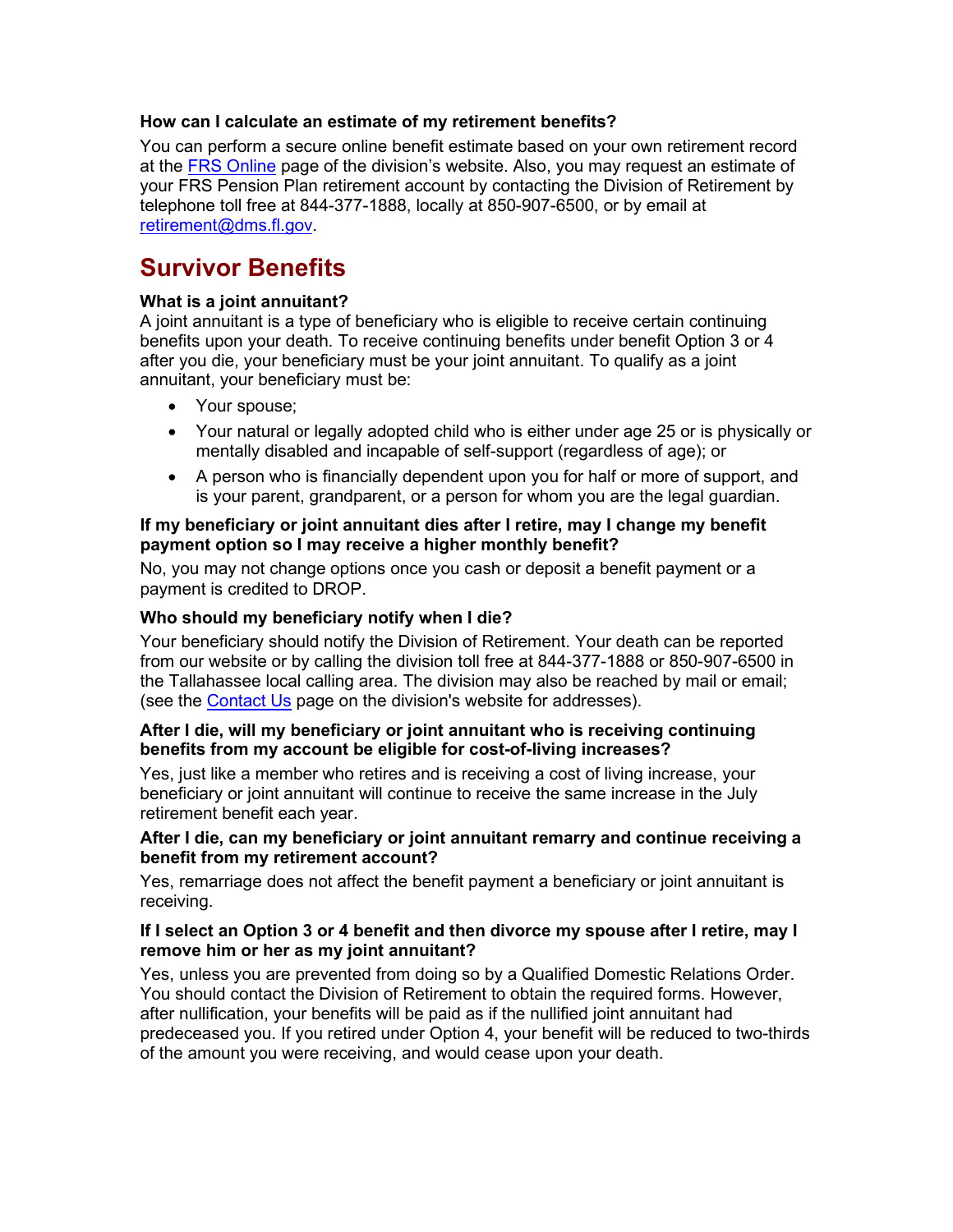**How can I calculate an estimate of my retirement benefits?**

You can perform a secure online benefit estimate based on your own retirement record at the [FRS Online](FRS Online) page of the division's website. Also, you may request an estimate of your FRS Pension Plan retirement account by contacting the Division of Retirement by telephone toll free at 844-377-1888, locally at 850-907-6500, or by email at [retirement@dms.fl.gov](mailto:retirement@dms.fl.gov).

## Survivor Benefits

**What is a joint annuitant?**

A joint annuitant is a type of beneficiary who is eligible to receive certain continuing benefits upon your death. To receive continuing benefits under benefit Option 3 or 4 after you die, your beneficiary must be your joint annuitant. To qualify as a joint annuitant, your beneficiary must be:

- Your spouse;
- Your natural or legally adopted child who is either under age 25 or is physically or mentally disabled and incapable of self-support (regardless of age); or
- A person who is financially dependent upon you for half or more of support, and is your parent, grandparent, or a person for whom you are the legal guardian.

**If my beneficiary or joint annuitant dies after I retire, may I change my benefit payment option so I may receive a higher monthly benefit?**

No, you may not change options once you cash or deposit a benefit payment or a payment is credited to DROP.

**Who should my beneficiary notify when I die?**

Your beneficiary should notify the Division of Retirement. Your death can be reported from our website or by calling the division toll free at 844-377-1888 or 850-907-6500 in the Tallahassee local calling area. The division may also be reached by mail or email; (see the [Contact Us](Contact Us) page on the division's website for addresses).

**After I die, will my beneficiary or joint annuitant who is receiving continuing benefits from my account be eligible for cost-of-living increases?**

Yes, just like a member who retires and is receiving a cost of living increase, your beneficiary or joint annuitant will continue to receive the same increase in the July retirement benefit each year.

**After I die, can my beneficiary or joint annuitant remarry and continue receiving a benefit from my retirement account?**

Yes, remarriage does not affect the benefit payment a beneficiary or joint annuitant is receiving.

**If I select an Option 3 or 4 benefit and then divorce my spouse after I retire, may I remove him or her as my joint annuitant?**

Yes, unless you are prevented from doing so by a Qualified Domestic Relations Order. You should contact the Division of Retirement to obtain the required forms. However, after nullification, your benefits will be paid as if the nullified joint annuitant had predeceased you. If you retired under Option 4, your benefit will be reduced to two-thirds of the amount you were receiving, and would cease upon your death.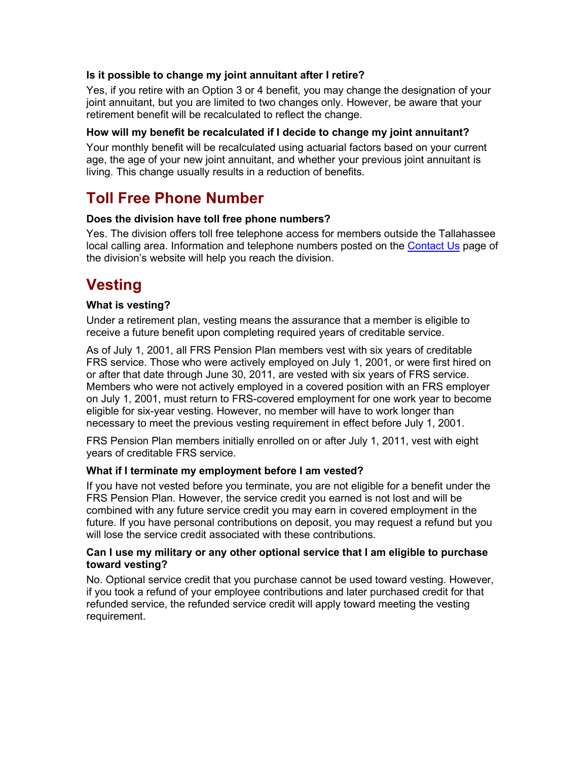**Is it possible to change my joint annuitant after I retire?**

Yes, if you retire with an Option 3 or 4 benefit, you may change the designation of your joint annuitant, but you are limited to two changes only. However, be aware that your retirement benefit will be recalculated to reflect the change.

**How will my benefit be recalculated if I decide to change my joint annuitant?**

Your monthly benefit will be recalculated using actuarial factors based on your current age, the age of your new joint annuitant, and whether your previous joint annuitant is living. This change usually results in a reduction of benefits.

# Toll Free Phone Number

**Does the division have toll free phone numbers?**

Yes. The division offers toll free telephone access for members outside the Tallahassee local calling area. Information and telephone numbers posted on the Contact Us page of the division's website will help you reach the division.

# Vesting

**What is vesting?**

Under a retirement plan, vesting means the assurance that a member is eligible to receive a future benefit upon completing required years of creditable service.

As of July 1, 2001, all FRS Pension Plan members vest with six years of creditable FRS service. Those who were actively employed on July 1, 2001, or were first hired on or after that date through June 30, 2011, are vested with six years of FRS service. Members who were not actively employed in a covered position with an FRS employer on July 1, 2001, must return to FRS-covered employment for one work year to become eligible for six-year vesting. However, no member will have to work longer than necessary to meet the previous vesting requirement in effect before July 1, 2001.

FRS Pension Plan members initially enrolled on or after July 1, 2011, vest with eight years of creditable FRS service.

**What if I terminate my employment before I am vested?**

If you have not vested before you terminate, you are not eligible for a benefit under the FRS Pension Plan. However, the service credit you earned is not lost and will be combined with any future service credit you may earn in covered employment in the future. If you have personal contributions on deposit, you may request a refund but you will lose the service credit associated with these contributions.

**Can I use my military or any other optional service that I am eligible to purchase toward vesting?**

No. Optional service credit that you purchase cannot be used toward vesting. However, if you took a refund of your employee contributions and later purchased credit for that refunded service, the refunded service credit will apply toward meeting the vesting requirement.